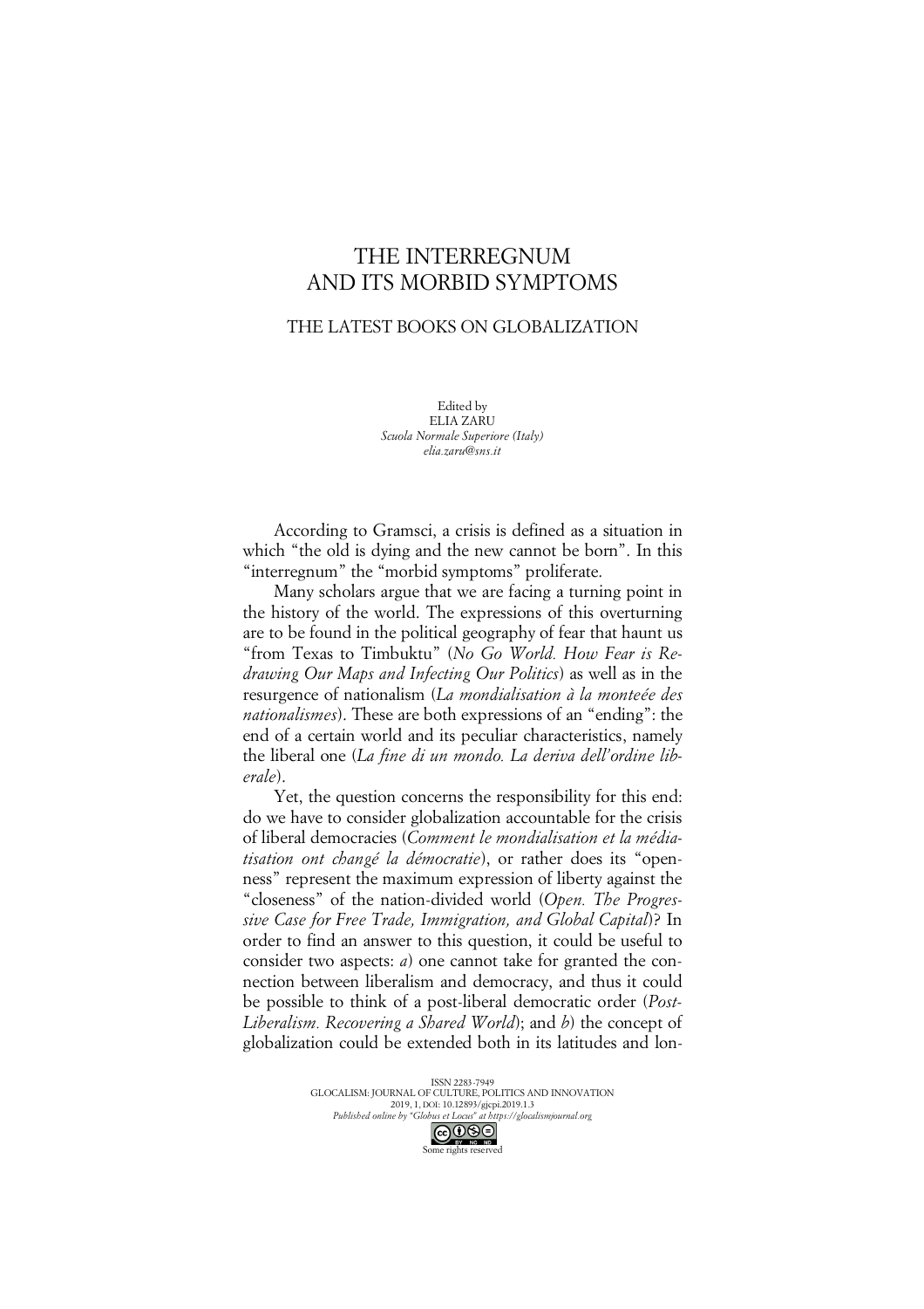# THE INTERREGNUM AND ITS MORBID SYMPTOMS

## THE LATEST BOOKS ON GLOBALIZATION

Edited by
ELIA ZARU
*Scuola Normale Superiore (Italy)*
*elia.zaru@sns.it*

According to Gramsci, a crisis is defined as a situation in which "the old is dying and the new cannot be born". In this "interregnum" the "morbid symptoms" proliferate.

Many scholars argue that we are facing a turning point in the history of the world. The expressions of this overturning are to be found in the political geography of fear that haunt us "from Texas to Timbuktu" (*No Go World. How Fear is Redrawing Our Maps and Infecting Our Politics*) as well as in the resurgence of nationalism (*La mondialisation à la monteée des nationalismes*). These are both expressions of an "ending": the end of a certain world and its peculiar characteristics, namely the liberal one (*La fine di un mondo. La deriva dell'ordine liberale*).

Yet, the question concerns the responsibility for this end: do we have to consider globalization accountable for the crisis of liberal democracies (*Comment le mondialisation et la médiatisation ont changé la démocratie*), or rather does its "openness" represent the maximum expression of liberty against the "closeness" of the nation-divided world (*Open. The Progressive Case for Free Trade, Immigration, and Global Capital*)? In order to find an answer to this question, it could be useful to consider two aspects: *a*) one cannot take for granted the connection between liberalism and democracy, and thus it could be possible to think of a post-liberal democratic order (*Post-Liberalism. Recovering a Shared World*); and *b*) the concept of globalization could be extended both in its latitudes and lon-

ISSN 2283-7949
GLOCALISM: JOURNAL OF CULTURE, POLITICS AND INNOVATION
2019, 1, DOI: 10.12893/gjcpi.2019.1.3
*Published online by "Globus et Locus" at https://glocalismjournal.org*
Some rights reserved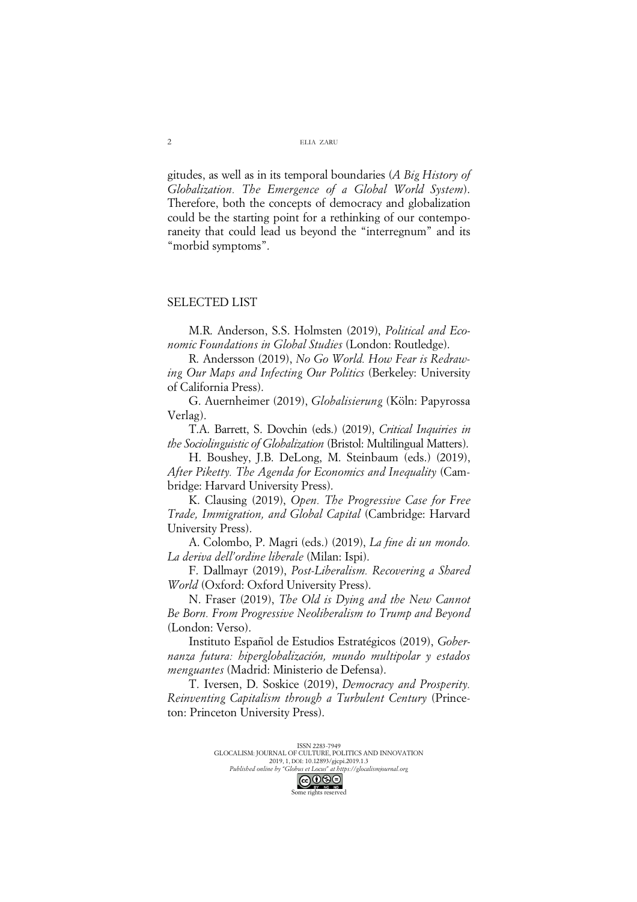gitudes, as well as in its temporal boundaries (*A Big History of Globalization. The Emergence of a Global World System*). Therefore, both the concepts of democracy and globalization could be the starting point for a rethinking of our contemporaneity that could lead us beyond the "interregnum" and its "morbid symptoms".

## SELECTED LIST

M.R. Anderson, S.S. Holmsten (2019), *Political and Economic Foundations in Global Studies* (London: Routledge).

R. Andersson (2019), *No Go World. How Fear is Redrawing Our Maps and Infecting Our Politics* (Berkeley: University of California Press).

G. Auernheimer (2019), *Globalisierung* (Köln: Papyrossa Verlag).

T.A. Barrett, S. Dovchin (eds.) (2019), *Critical Inquiries in the Sociolinguistic of Globalization* (Bristol: Multilingual Matters).

H. Boushey, J.B. DeLong, M. Steinbaum (eds.) (2019), *After Piketty. The Agenda for Economics and Inequality* (Cambridge: Harvard University Press).

K. Clausing (2019), *Open. The Progressive Case for Free Trade, Immigration, and Global Capital* (Cambridge: Harvard University Press).

A. Colombo, P. Magri (eds.) (2019), *La fine di un mondo. La deriva dell'ordine liberale* (Milan: Ispi).

F. Dallmayr (2019), *Post-Liberalism. Recovering a Shared World* (Oxford: Oxford University Press).

N. Fraser (2019), *The Old is Dying and the New Cannot Be Born. From Progressive Neoliberalism to Trump and Beyond* (London: Verso).

Instituto Español de Estudios Estratégicos (2019), *Gobernanza futura: hiperglobalización, mundo multipolar y estados menguantes* (Madrid: Ministerio de Defensa).

T. Iversen, D. Soskice (2019), *Democracy and Prosperity. Reinventing Capitalism through a Turbulent Century* (Princeton: Princeton University Press).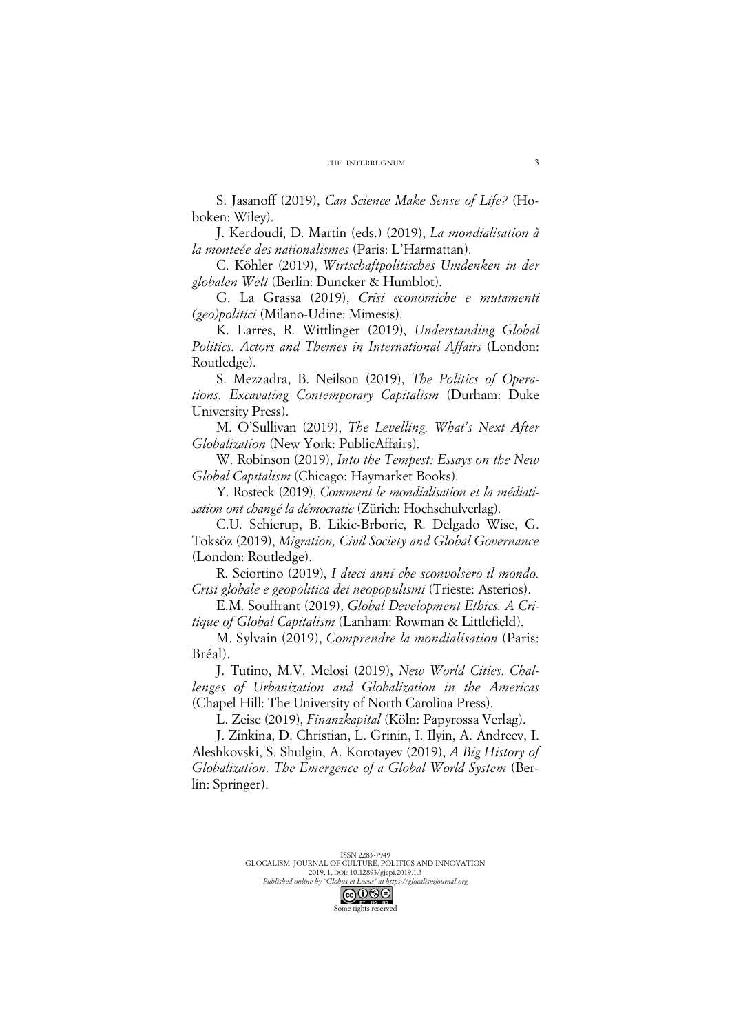S. Jasanoff (2019), *Can Science Make Sense of Life?* (Hoboken: Wiley).

J. Kerdoudi, D. Martin (eds.) (2019), *La mondialisation à la monteée des nationalismes* (Paris: L'Harmattan).

C. Köhler (2019), *Wirtschaftpolitisches Umdenken in der globalen Welt* (Berlin: Duncker & Humblot).

G. La Grassa (2019), *Crisi economiche e mutamenti (geo)politici* (Milano-Udine: Mimesis).

K. Larres, R. Wittlinger (2019), *Understanding Global Politics. Actors and Themes in International Affairs* (London: Routledge).

S. Mezzadra, B. Neilson (2019), *The Politics of Operations. Excavating Contemporary Capitalism* (Durham: Duke University Press).

M. O'Sullivan (2019), *The Levelling. What's Next After Globalization* (New York: PublicAffairs).

W. Robinson (2019), *Into the Tempest: Essays on the New Global Capitalism* (Chicago: Haymarket Books).

Y. Rosteck (2019), *Comment le mondialisation et la médiatisation ont changé la démocratie* (Zürich: Hochschulverlag).

C.U. Schierup, B. Likic-Brboric, R. Delgado Wise, G. Toksöz (2019), *Migration, Civil Society and Global Governance* (London: Routledge).

R. Sciortino (2019), *I dieci anni che sconvolsero il mondo. Crisi globale e geopolitica dei neopopulismi* (Trieste: Asterios).

E.M. Souffrant (2019), *Global Development Ethics. A Critique of Global Capitalism* (Lanham: Rowman & Littlefield).

M. Sylvain (2019), *Comprendre la mondialisation* (Paris: Bréal).

J. Tutino, M.V. Melosi (2019), *New World Cities. Challenges of Urbanization and Globalization in the Americas* (Chapel Hill: The University of North Carolina Press).

L. Zeise (2019), *Finanzkapital* (Köln: Papyrossa Verlag).

J. Zinkina, D. Christian, L. Grinin, I. Ilyin, A. Andreev, I. Aleshkovski, S. Shulgin, A. Korotayev (2019), *A Big History of Globalization. The Emergence of a Global World System* (Berlin: Springer).